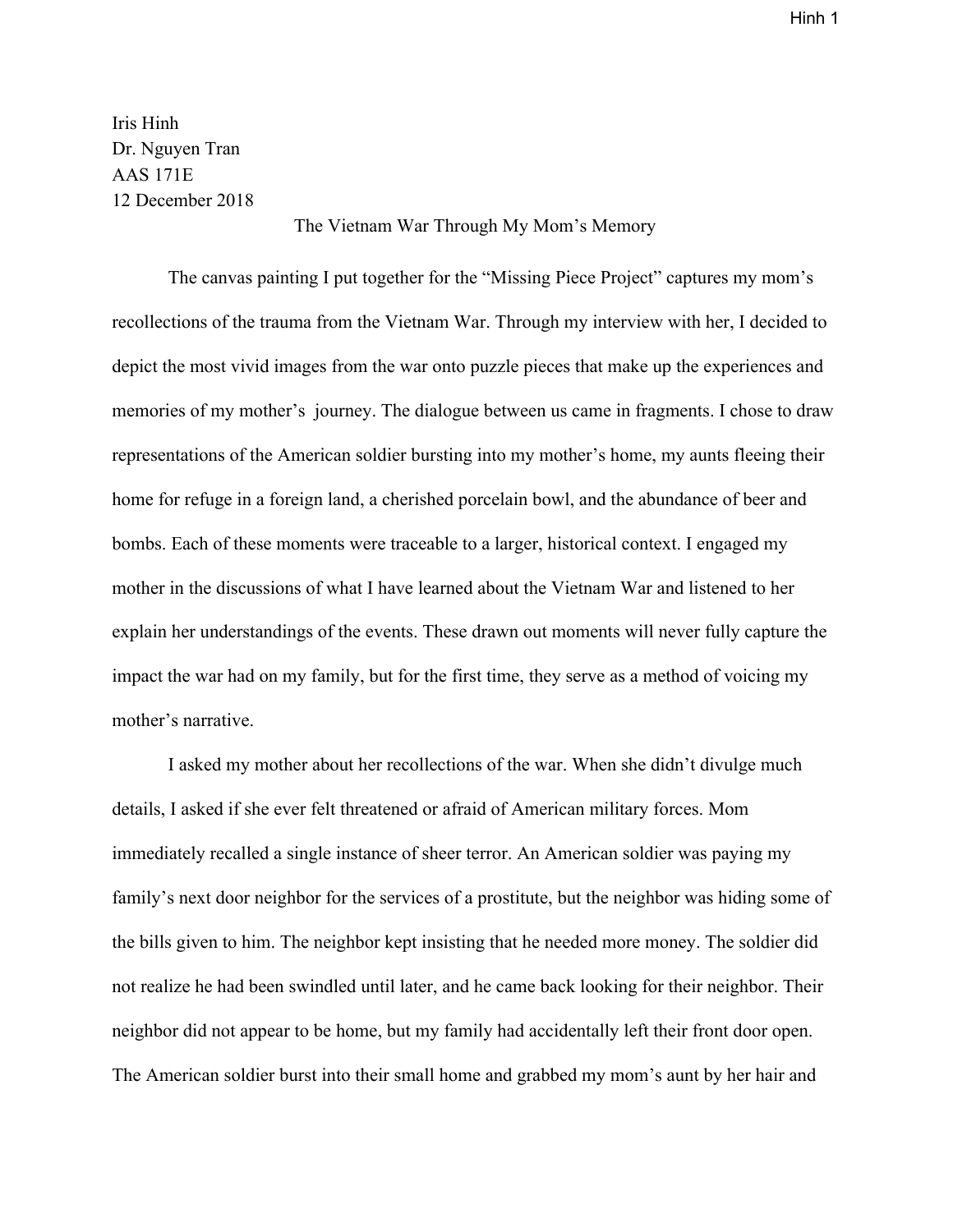Iris Hinh
Dr. Nguyen Tran
AAS 171E
12 December 2018

# The Vietnam War Through My Mom's Memory

The canvas painting I put together for the "Missing Piece Project" captures my mom's recollections of the trauma from the Vietnam War. Through my interview with her, I decided to depict the most vivid images from the war onto puzzle pieces that make up the experiences and memories of my mother's journey. The dialogue between us came in fragments. I chose to draw representations of the American soldier bursting into my mother's home, my aunts fleeing their home for refuge in a foreign land, a cherished porcelain bowl, and the abundance of beer and bombs. Each of these moments were traceable to a larger, historical context. I engaged my mother in the discussions of what I have learned about the Vietnam War and listened to her explain her understandings of the events. These drawn out moments will never fully capture the impact the war had on my family, but for the first time, they serve as a method of voicing my mother's narrative.

I asked my mother about her recollections of the war. When she didn't divulge much details, I asked if she ever felt threatened or afraid of American military forces. Mom immediately recalled a single instance of sheer terror. An American soldier was paying my family's next door neighbor for the services of a prostitute, but the neighbor was hiding some of the bills given to him. The neighbor kept insisting that he needed more money. The soldier did not realize he had been swindled until later, and he came back looking for their neighbor. Their neighbor did not appear to be home, but my family had accidentally left their front door open. The American soldier burst into their small home and grabbed my mom's aunt by her hair and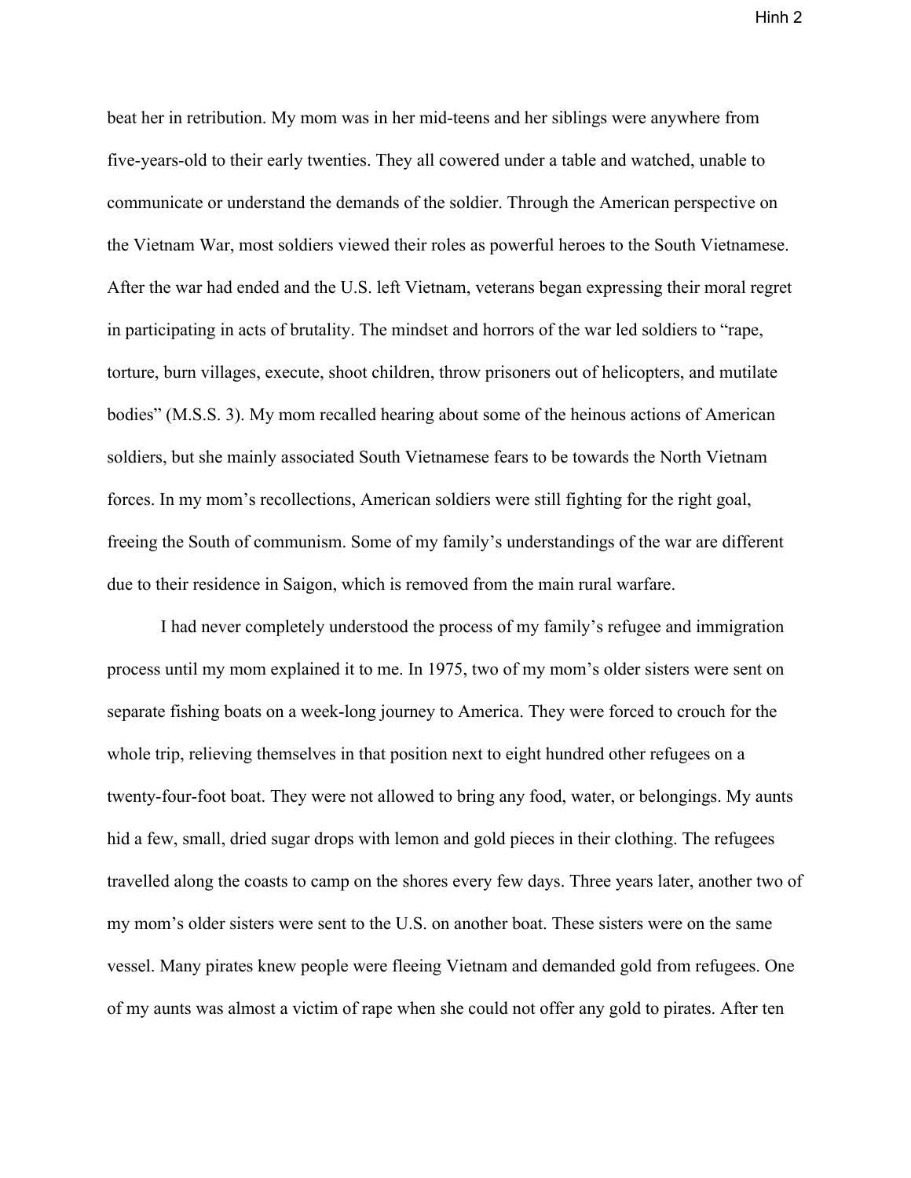beat her in retribution. My mom was in her mid-teens and her siblings were anywhere from five-years-old to their early twenties. They all cowered under a table and watched, unable to communicate or understand the demands of the soldier. Through the American perspective on the Vietnam War, most soldiers viewed their roles as powerful heroes to the South Vietnamese. After the war had ended and the U.S. left Vietnam, veterans began expressing their moral regret in participating in acts of brutality. The mindset and horrors of the war led soldiers to "rape, torture, burn villages, execute, shoot children, throw prisoners out of helicopters, and mutilate bodies" (M.S.S. 3). My mom recalled hearing about some of the heinous actions of American soldiers, but she mainly associated South Vietnamese fears to be towards the North Vietnam forces. In my mom's recollections, American soldiers were still fighting for the right goal, freeing the South of communism. Some of my family's understandings of the war are different due to their residence in Saigon, which is removed from the main rural warfare.

I had never completely understood the process of my family's refugee and immigration process until my mom explained it to me. In 1975, two of my mom's older sisters were sent on separate fishing boats on a week-long journey to America. They were forced to crouch for the whole trip, relieving themselves in that position next to eight hundred other refugees on a twenty-four-foot boat. They were not allowed to bring any food, water, or belongings. My aunts hid a few, small, dried sugar drops with lemon and gold pieces in their clothing. The refugees travelled along the coasts to camp on the shores every few days. Three years later, another two of my mom's older sisters were sent to the U.S. on another boat. These sisters were on the same vessel. Many pirates knew people were fleeing Vietnam and demanded gold from refugees. One of my aunts was almost a victim of rape when she could not offer any gold to pirates. After ten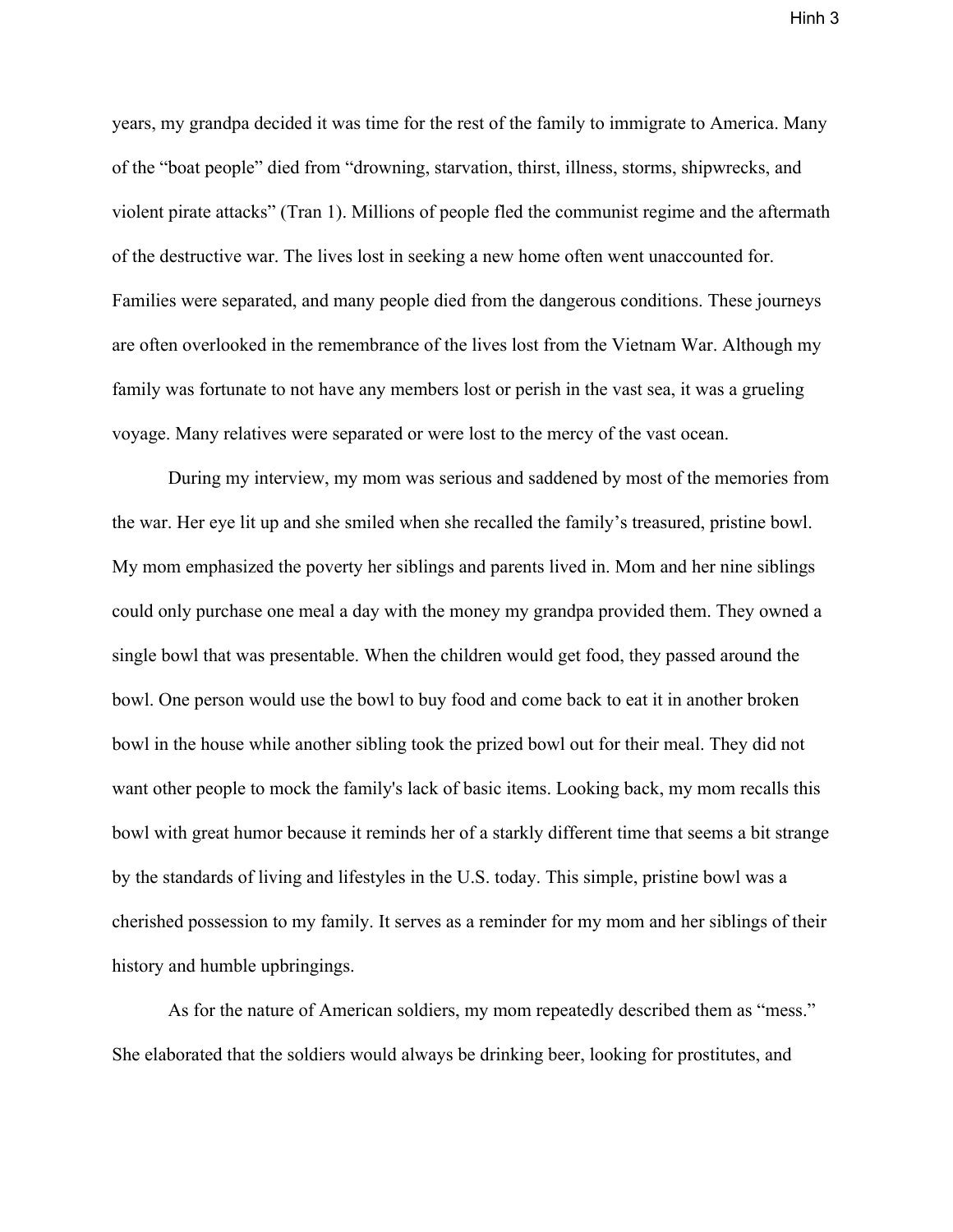years, my grandpa decided it was time for the rest of the family to immigrate to America. Many of the "boat people" died from "drowning, starvation, thirst, illness, storms, shipwrecks, and violent pirate attacks" (Tran 1). Millions of people fled the communist regime and the aftermath of the destructive war. The lives lost in seeking a new home often went unaccounted for. Families were separated, and many people died from the dangerous conditions. These journeys are often overlooked in the remembrance of the lives lost from the Vietnam War. Although my family was fortunate to not have any members lost or perish in the vast sea, it was a grueling voyage. Many relatives were separated or were lost to the mercy of the vast ocean.

During my interview, my mom was serious and saddened by most of the memories from the war. Her eye lit up and she smiled when she recalled the family's treasured, pristine bowl. My mom emphasized the poverty her siblings and parents lived in. Mom and her nine siblings could only purchase one meal a day with the money my grandpa provided them. They owned a single bowl that was presentable. When the children would get food, they passed around the bowl. One person would use the bowl to buy food and come back to eat it in another broken bowl in the house while another sibling took the prized bowl out for their meal. They did not want other people to mock the family's lack of basic items. Looking back, my mom recalls this bowl with great humor because it reminds her of a starkly different time that seems a bit strange by the standards of living and lifestyles in the U.S. today. This simple, pristine bowl was a cherished possession to my family. It serves as a reminder for my mom and her siblings of their history and humble upbringings.

As for the nature of American soldiers, my mom repeatedly described them as "mess." She elaborated that the soldiers would always be drinking beer, looking for prostitutes, and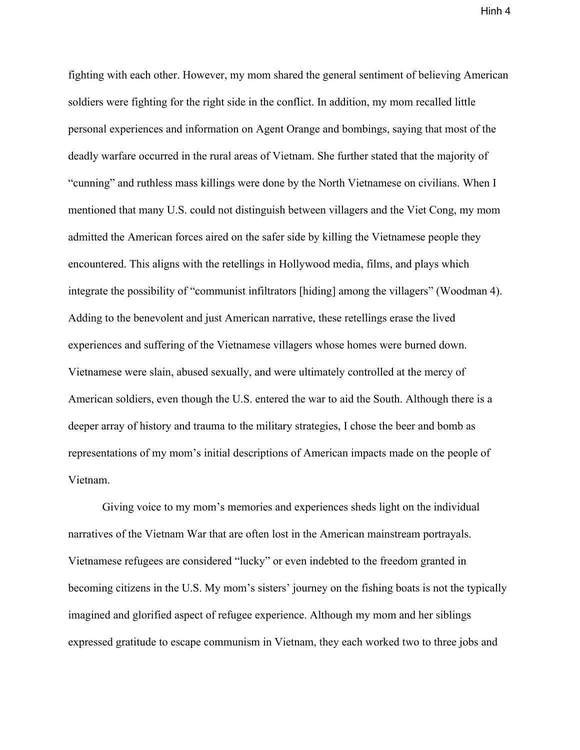fighting with each other. However, my mom shared the general sentiment of believing American soldiers were fighting for the right side in the conflict. In addition, my mom recalled little personal experiences and information on Agent Orange and bombings, saying that most of the deadly warfare occurred in the rural areas of Vietnam. She further stated that the majority of "cunning" and ruthless mass killings were done by the North Vietnamese on civilians. When I mentioned that many U.S. could not distinguish between villagers and the Viet Cong, my mom admitted the American forces aired on the safer side by killing the Vietnamese people they encountered. This aligns with the retellings in Hollywood media, films, and plays which integrate the possibility of "communist infiltrators [hiding] among the villagers" (Woodman 4). Adding to the benevolent and just American narrative, these retellings erase the lived experiences and suffering of the Vietnamese villagers whose homes were burned down. Vietnamese were slain, abused sexually, and were ultimately controlled at the mercy of American soldiers, even though the U.S. entered the war to aid the South. Although there is a deeper array of history and trauma to the military strategies, I chose the beer and bomb as representations of my mom's initial descriptions of American impacts made on the people of Vietnam.

Giving voice to my mom's memories and experiences sheds light on the individual narratives of the Vietnam War that are often lost in the American mainstream portrayals. Vietnamese refugees are considered "lucky" or even indebted to the freedom granted in becoming citizens in the U.S. My mom's sisters' journey on the fishing boats is not the typically imagined and glorified aspect of refugee experience. Although my mom and her siblings expressed gratitude to escape communism in Vietnam, they each worked two to three jobs and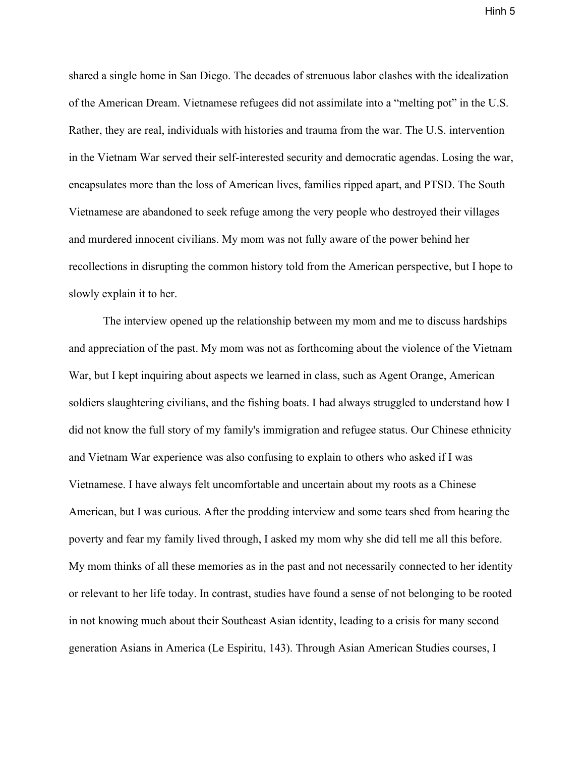shared a single home in San Diego. The decades of strenuous labor clashes with the idealization of the American Dream. Vietnamese refugees did not assimilate into a "melting pot" in the U.S. Rather, they are real, individuals with histories and trauma from the war. The U.S. intervention in the Vietnam War served their self-interested security and democratic agendas. Losing the war, encapsulates more than the loss of American lives, families ripped apart, and PTSD. The South Vietnamese are abandoned to seek refuge among the very people who destroyed their villages and murdered innocent civilians. My mom was not fully aware of the power behind her recollections in disrupting the common history told from the American perspective, but I hope to slowly explain it to her.

The interview opened up the relationship between my mom and me to discuss hardships and appreciation of the past. My mom was not as forthcoming about the violence of the Vietnam War, but I kept inquiring about aspects we learned in class, such as Agent Orange, American soldiers slaughtering civilians, and the fishing boats. I had always struggled to understand how I did not know the full story of my family's immigration and refugee status. Our Chinese ethnicity and Vietnam War experience was also confusing to explain to others who asked if I was Vietnamese. I have always felt uncomfortable and uncertain about my roots as a Chinese American, but I was curious. After the prodding interview and some tears shed from hearing the poverty and fear my family lived through, I asked my mom why she did tell me all this before. My mom thinks of all these memories as in the past and not necessarily connected to her identity or relevant to her life today. In contrast, studies have found a sense of not belonging to be rooted in not knowing much about their Southeast Asian identity, leading to a crisis for many second generation Asians in America (Le Espiritu, 143). Through Asian American Studies courses, I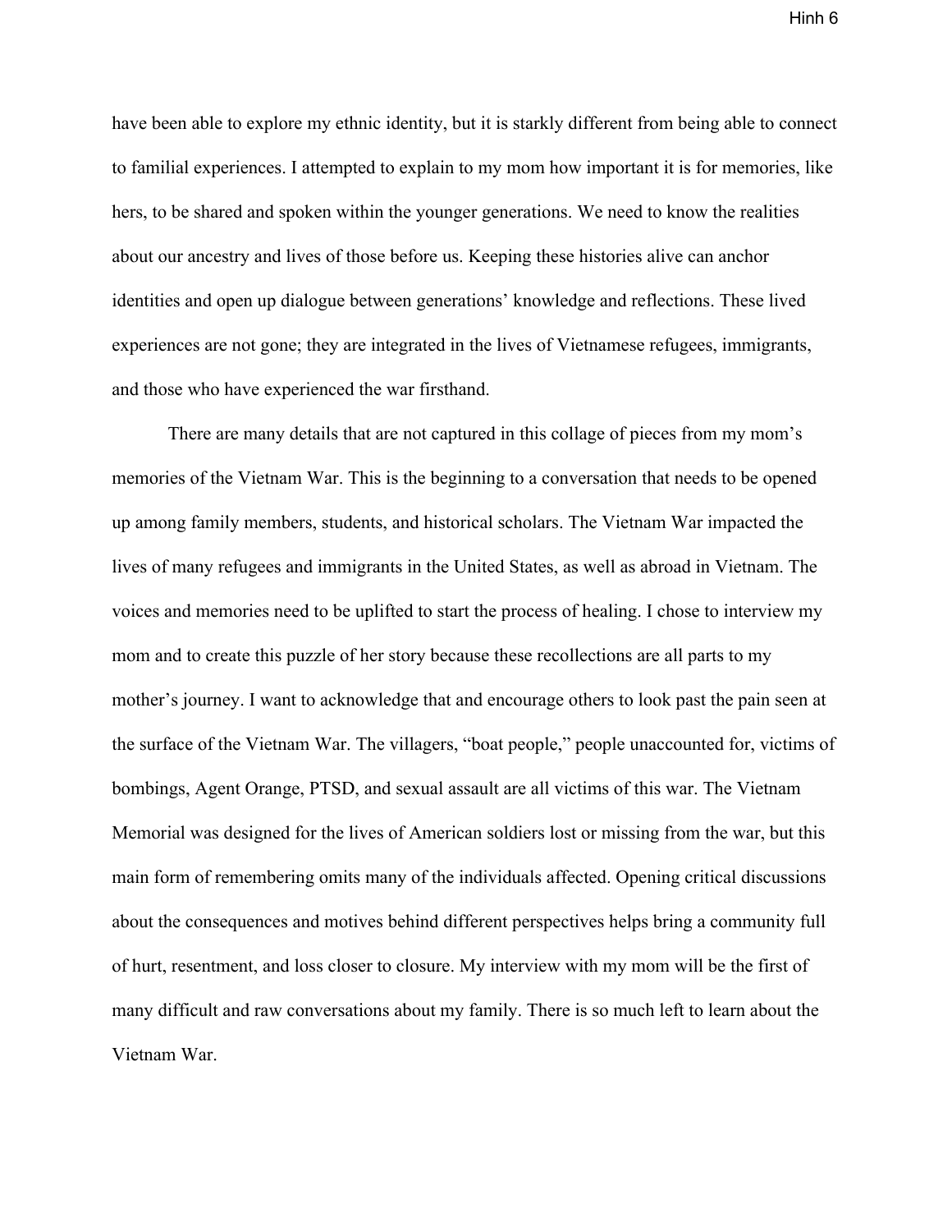have been able to explore my ethnic identity, but it is starkly different from being able to connect to familial experiences. I attempted to explain to my mom how important it is for memories, like hers, to be shared and spoken within the younger generations. We need to know the realities about our ancestry and lives of those before us. Keeping these histories alive can anchor identities and open up dialogue between generations' knowledge and reflections. These lived experiences are not gone; they are integrated in the lives of Vietnamese refugees, immigrants, and those who have experienced the war firsthand.

There are many details that are not captured in this collage of pieces from my mom's memories of the Vietnam War. This is the beginning to a conversation that needs to be opened up among family members, students, and historical scholars. The Vietnam War impacted the lives of many refugees and immigrants in the United States, as well as abroad in Vietnam. The voices and memories need to be uplifted to start the process of healing. I chose to interview my mom and to create this puzzle of her story because these recollections are all parts to my mother's journey. I want to acknowledge that and encourage others to look past the pain seen at the surface of the Vietnam War. The villagers, "boat people," people unaccounted for, victims of bombings, Agent Orange, PTSD, and sexual assault are all victims of this war. The Vietnam Memorial was designed for the lives of American soldiers lost or missing from the war, but this main form of remembering omits many of the individuals affected. Opening critical discussions about the consequences and motives behind different perspectives helps bring a community full of hurt, resentment, and loss closer to closure. My interview with my mom will be the first of many difficult and raw conversations about my family. There is so much left to learn about the Vietnam War.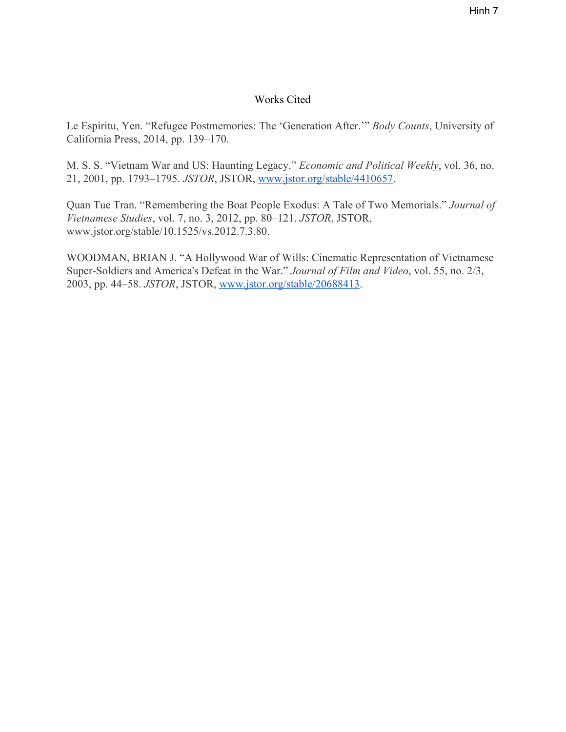# Works Cited

Le Espiritu, Yen. "Refugee Postmemories: The 'Generation After.'" *Body Counts*, University of California Press, 2014, pp. 139–170.

M. S. S. "Vietnam War and US: Haunting Legacy." *Economic and Political Weekly*, vol. 36, no. 21, 2001, pp. 1793–1795. *JSTOR*, JSTOR, www.jstor.org/stable/4410657.

Quan Tue Tran. "Remembering the Boat People Exodus: A Tale of Two Memorials." *Journal of Vietnamese Studies*, vol. 7, no. 3, 2012, pp. 80–121. *JSTOR*, JSTOR, www.jstor.org/stable/10.1525/vs.2012.7.3.80.

WOODMAN, BRIAN J. "A Hollywood War of Wills: Cinematic Representation of Vietnamese Super-Soldiers and America's Defeat in the War." *Journal of Film and Video*, vol. 55, no. 2/3, 2003, pp. 44–58. *JSTOR*, JSTOR, www.jstor.org/stable/20688413.